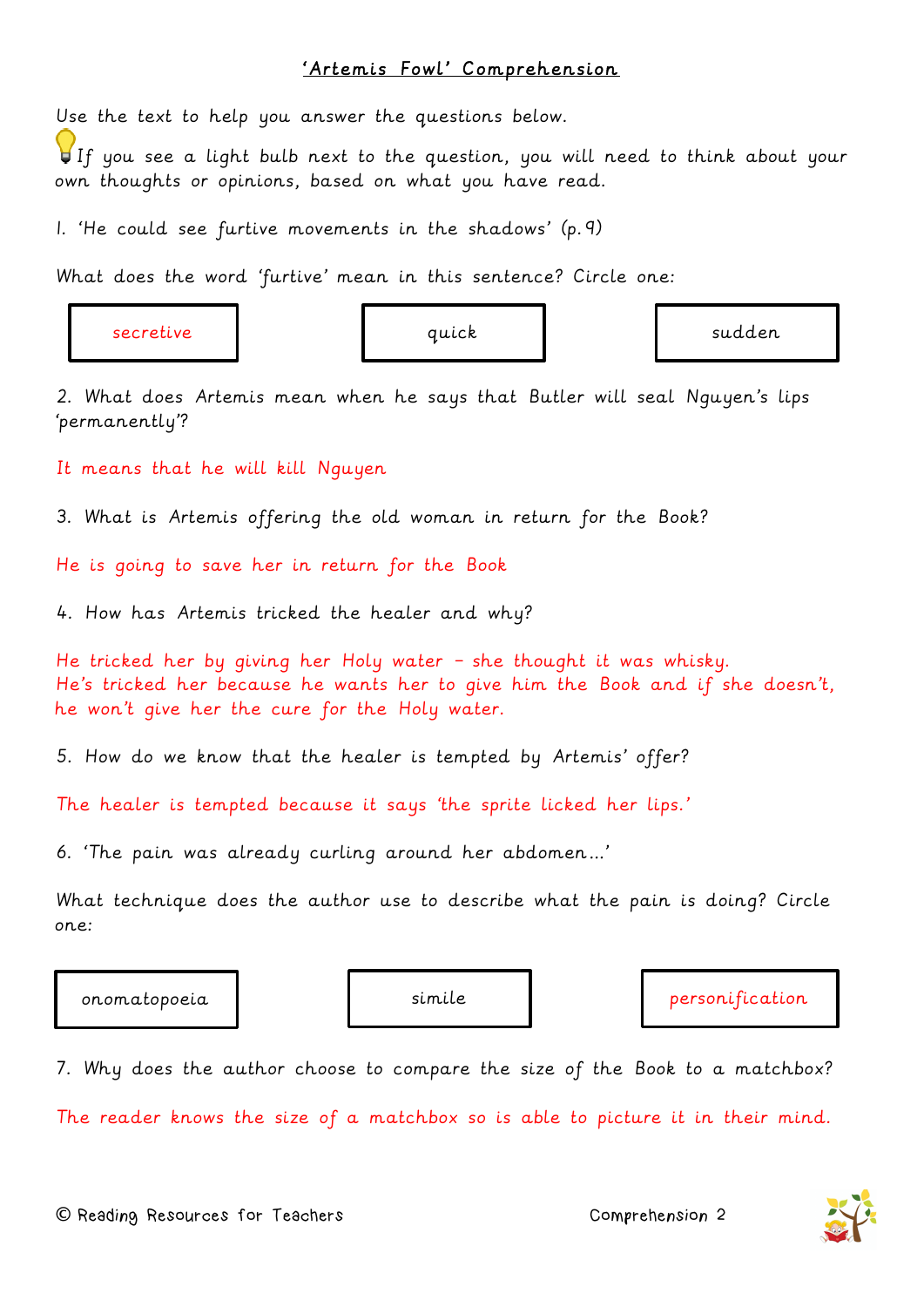# 'Artemis Fowl' Comprehension

Use the text to help you answer the questions below.

If you see a light bulb next to the question, you will need to think about your own thoughts or opinions, based on what you have read.

1. 'He could see furtive movements in the shadows' (p.9)

What does the word 'furtive' mean in this sentence? Circle one:

| secretive | quick | sudden |
|---|---|---|

2. What does Artemis mean when he says that Butler will seal Nguyen's lips 'permanently'?

It means that he will kill Nguyen

3. What is Artemis offering the old woman in return for the Book?

He is going to save her in return for the Book

4. How has Artemis tricked the healer and why?

He tricked her by giving her Holy water – she thought it was whisky.
He's tricked her because he wants her to give him the Book and if she doesn't, he won't give her the cure for the Holy water.

5. How do we know that the healer is tempted by Artemis' offer?

The healer is tempted because it says 'the sprite licked her lips.'

6. 'The pain was already curling around her abdomen…'

What technique does the author use to describe what the pain is doing? Circle one:

| onomatopoeia | simile | personification |
|---|---|---|

7. Why does the author choose to compare the size of the Book to a matchbox?

The reader knows the size of a matchbox so is able to picture it in their mind.

© Reading Resources for Teachers — Comprehension 2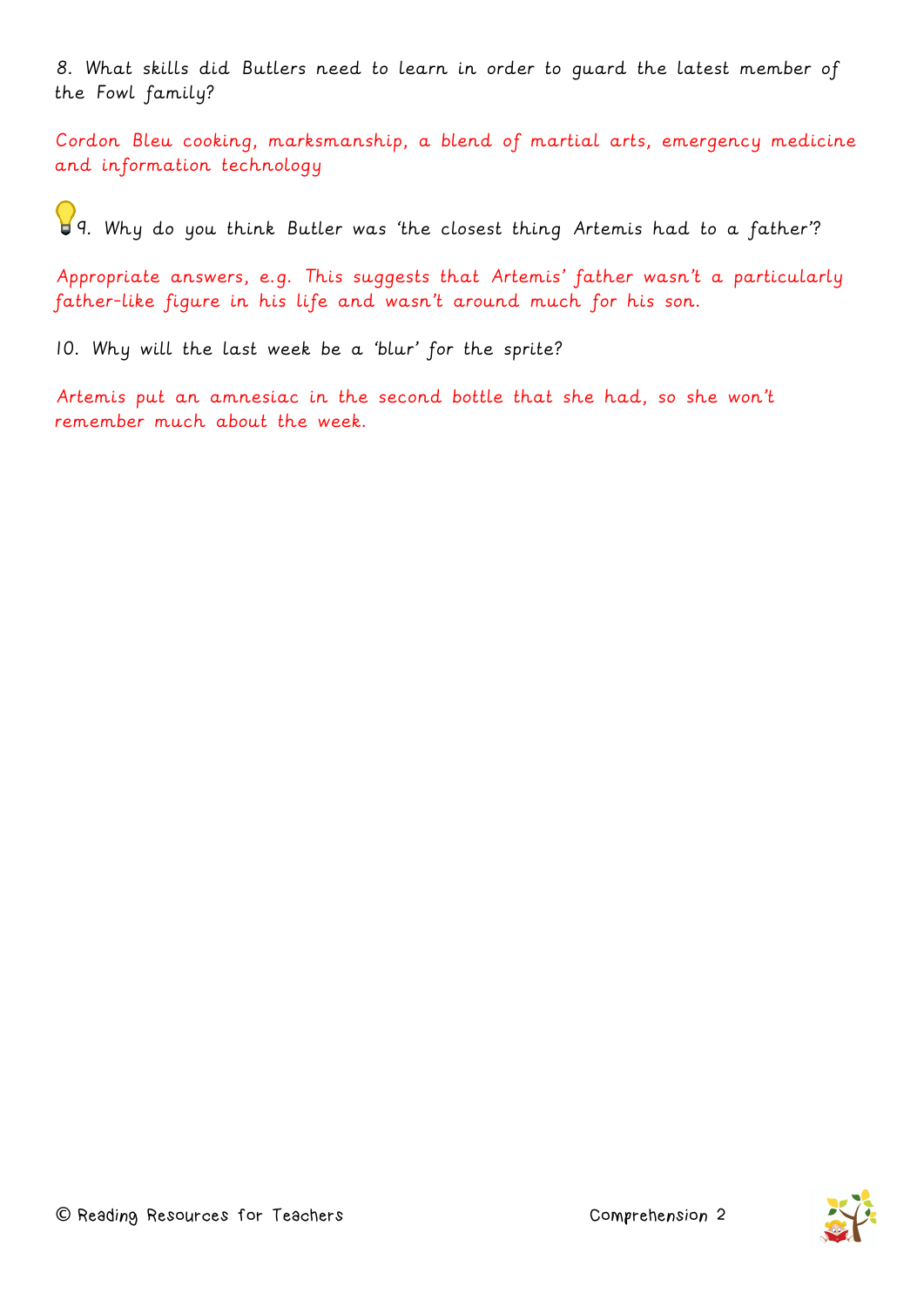8. What skills did Butlers need to learn in order to guard the latest member of the Fowl family?

Cordon Bleu cooking, marksmanship, a blend of martial arts, emergency medicine and information technology

9. Why do you think Butler was 'the closest thing Artemis had to a father'?

Appropriate answers, e.g. This suggests that Artemis' father wasn't a particularly father-like figure in his life and wasn't around much for his son.

10. Why will the last week be a 'blur' for the sprite?

Artemis put an amnesiac in the second bottle that she had, so she won't remember much about the week.